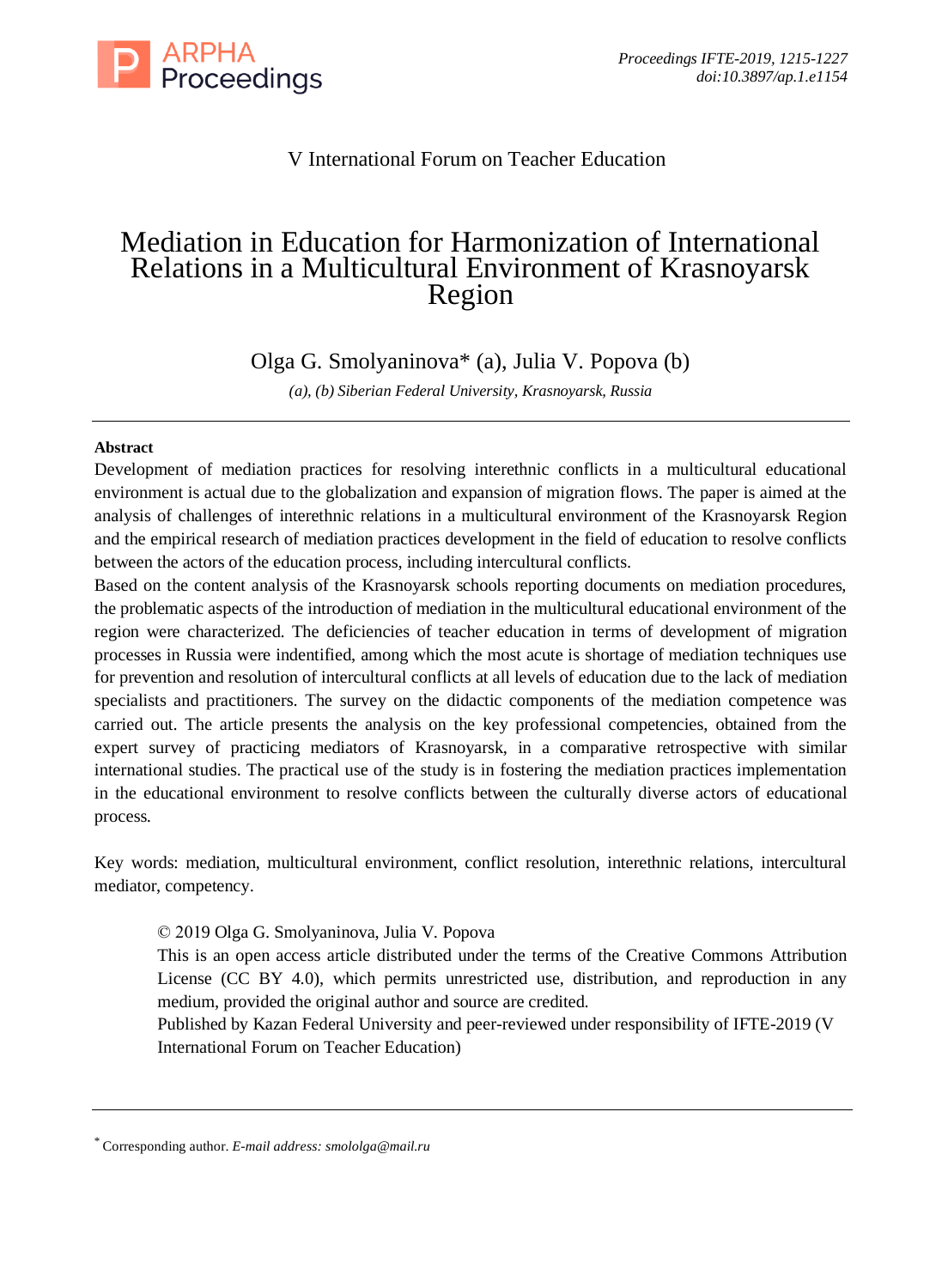V International Forum on Teacher Education

# Mediation in Education for Harmonization of International Relations in a Multicultural Environment of Krasnoyarsk Region

Olga G. Smolyaninova* (a), Julia V. Popova (b)

*(a), (b) Siberian Federal University, Krasnoyarsk, Russia*

---

**Abstract**

Development of mediation practices for resolving interethnic conflicts in a multicultural educational environment is actual due to the globalization and expansion of migration flows. The paper is aimed at the analysis of challenges of interethnic relations in a multicultural environment of the Krasnoyarsk Region and the empirical research of mediation practices development in the field of education to resolve conflicts between the actors of the education process, including intercultural conflicts.

Based on the content analysis of the Krasnoyarsk schools reporting documents on mediation procedures, the problematic aspects of the introduction of mediation in the multicultural educational environment of the region were characterized. The deficiencies of teacher education in terms of development of migration processes in Russia were indentified, among which the most acute is shortage of mediation techniques use for prevention and resolution of intercultural conflicts at all levels of education due to the lack of mediation specialists and practitioners. The survey on the didactic components of the mediation competence was carried out. The article presents the analysis on the key professional competencies, obtained from the expert survey of practicing mediators of Krasnoyarsk, in a comparative retrospective with similar international studies. The practical use of the study is in fostering the mediation practices implementation in the educational environment to resolve conflicts between the culturally diverse actors of educational process.

Key words: mediation, multicultural environment, conflict resolution, interethnic relations, intercultural mediator, competency.

© 2019 Olga G. Smolyaninova, Julia V. Popova
This is an open access article distributed under the terms of the Creative Commons Attribution License (CC BY 4.0), which permits unrestricted use, distribution, and reproduction in any medium, provided the original author and source are credited.
Published by Kazan Federal University and peer-reviewed under responsibility of IFTE-2019 (V International Forum on Teacher Education)

---

[*] Corresponding author. *E-mail address: smololga@mail.ru*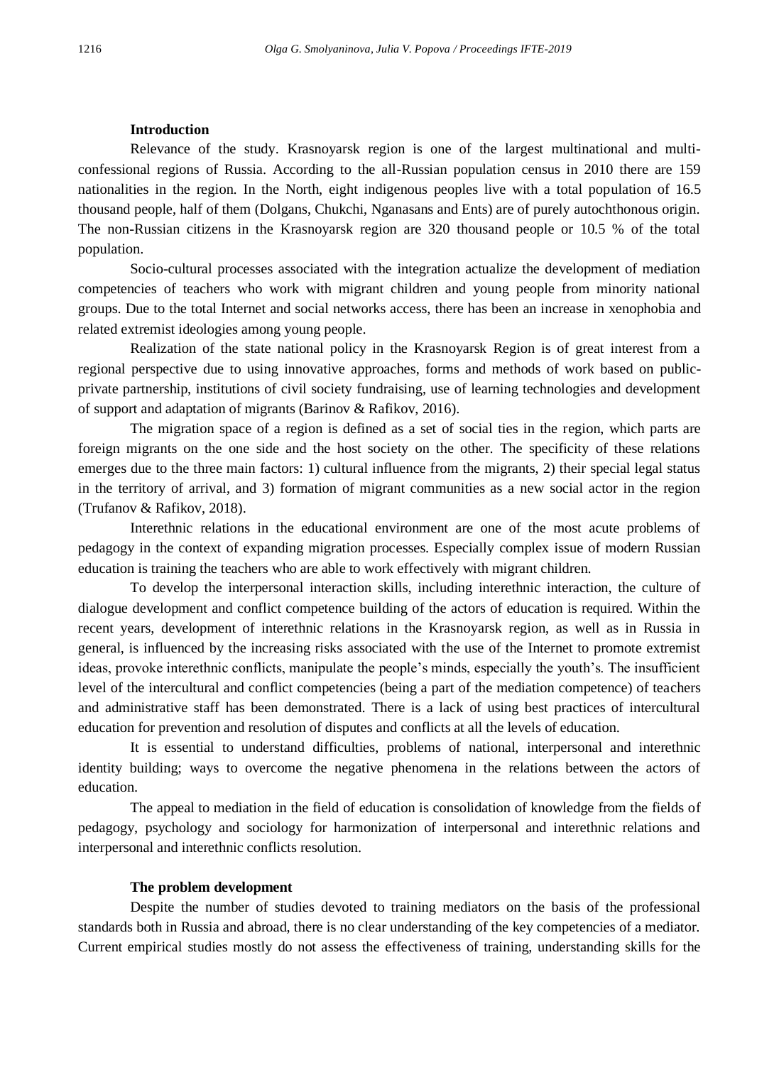**Introduction**

Relevance of the study. Krasnoyarsk region is one of the largest multinational and multi-confessional regions of Russia. According to the all-Russian population census in 2010 there are 159 nationalities in the region. In the North, eight indigenous peoples live with a total population of 16.5 thousand people, half of them (Dolgans, Chukchi, Nganasans and Ents) are of purely autochthonous origin. The non-Russian citizens in the Krasnoyarsk region are 320 thousand people or 10.5 % of the total population.

Socio-cultural processes associated with the integration actualize the development of mediation competencies of teachers who work with migrant children and young people from minority national groups. Due to the total Internet and social networks access, there has been an increase in xenophobia and related extremist ideologies among young people.

Realization of the state national policy in the Krasnoyarsk Region is of great interest from a regional perspective due to using innovative approaches, forms and methods of work based on public-private partnership, institutions of civil society fundraising, use of learning technologies and development of support and adaptation of migrants (Barinov & Rafikov, 2016).

The migration space of a region is defined as a set of social ties in the region, which parts are foreign migrants on the one side and the host society on the other. The specificity of these relations emerges due to the three main factors: 1) cultural influence from the migrants, 2) their special legal status in the territory of arrival, and 3) formation of migrant communities as a new social actor in the region (Trufanov & Rafikov, 2018).

Interethnic relations in the educational environment are one of the most acute problems of pedagogy in the context of expanding migration processes. Especially complex issue of modern Russian education is training the teachers who are able to work effectively with migrant children.

To develop the interpersonal interaction skills, including interethnic interaction, the culture of dialogue development and conflict competence building of the actors of education is required. Within the recent years, development of interethnic relations in the Krasnoyarsk region, as well as in Russia in general, is influenced by the increasing risks associated with the use of the Internet to promote extremist ideas, provoke interethnic conflicts, manipulate the people's minds, especially the youth's. The insufficient level of the intercultural and conflict competencies (being a part of the mediation competence) of teachers and administrative staff has been demonstrated. There is a lack of using best practices of intercultural education for prevention and resolution of disputes and conflicts at all the levels of education.

It is essential to understand difficulties, problems of national, interpersonal and interethnic identity building; ways to overcome the negative phenomena in the relations between the actors of education.

The appeal to mediation in the field of education is consolidation of knowledge from the fields of pedagogy, psychology and sociology for harmonization of interpersonal and interethnic relations and interpersonal and interethnic conflicts resolution.

**The problem development**

Despite the number of studies devoted to training mediators on the basis of the professional standards both in Russia and abroad, there is no clear understanding of the key competencies of a mediator. Current empirical studies mostly do not assess the effectiveness of training, understanding skills for the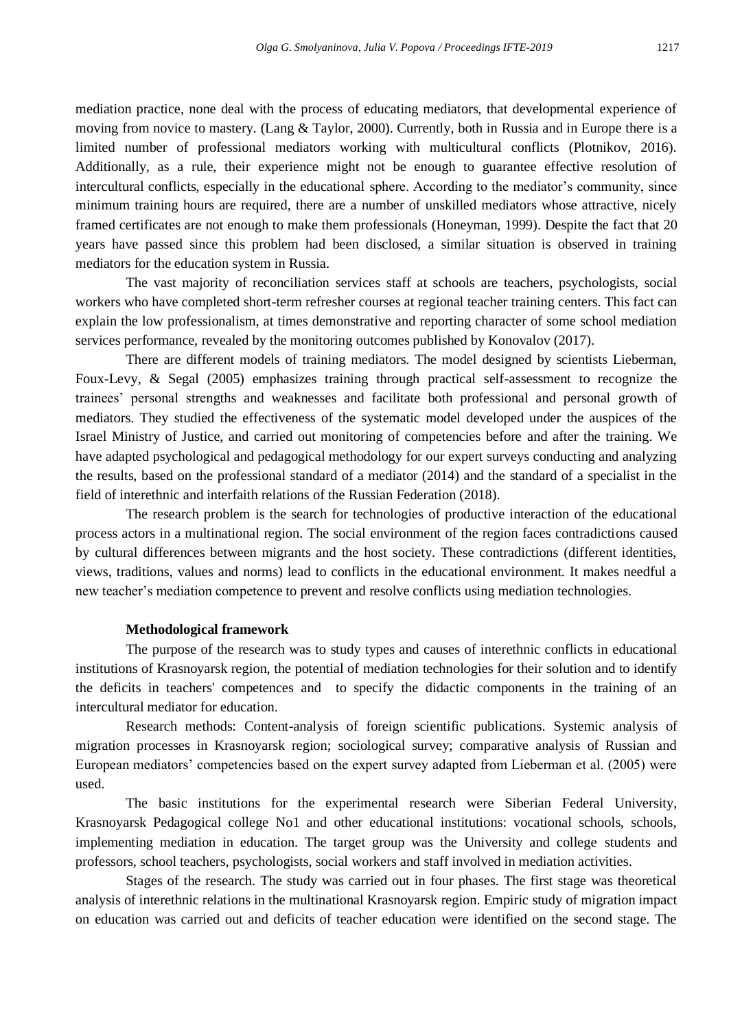mediation practice, none deal with the process of educating mediators, that developmental experience of moving from novice to mastery. (Lang & Taylor, 2000). Currently, both in Russia and in Europe there is a limited number of professional mediators working with multicultural conflicts (Plotnikov, 2016). Additionally, as a rule, their experience might not be enough to guarantee effective resolution of intercultural conflicts, especially in the educational sphere. According to the mediator's community, since minimum training hours are required, there are a number of unskilled mediators whose attractive, nicely framed certificates are not enough to make them professionals (Honeyman, 1999). Despite the fact that 20 years have passed since this problem had been disclosed, a similar situation is observed in training mediators for the education system in Russia.

The vast majority of reconciliation services staff at schools are teachers, psychologists, social workers who have completed short-term refresher courses at regional teacher training centers. This fact can explain the low professionalism, at times demonstrative and reporting character of some school mediation services performance, revealed by the monitoring outcomes published by Konovalov (2017).

There are different models of training mediators. The model designed by scientists Lieberman, Foux-Levy, & Segal (2005) emphasizes training through practical self-assessment to recognize the trainees' personal strengths and weaknesses and facilitate both professional and personal growth of mediators. They studied the effectiveness of the systematic model developed under the auspices of the Israel Ministry of Justice, and carried out monitoring of competencies before and after the training. We have adapted psychological and pedagogical methodology for our expert surveys conducting and analyzing the results, based on the professional standard of a mediator (2014) and the standard of a specialist in the field of interethnic and interfaith relations of the Russian Federation (2018).

The research problem is the search for technologies of productive interaction of the educational process actors in a multinational region. The social environment of the region faces contradictions caused by cultural differences between migrants and the host society. These contradictions (different identities, views, traditions, values and norms) lead to conflicts in the educational environment. It makes needful a new teacher's mediation competence to prevent and resolve conflicts using mediation technologies.

**Methodological framework**

The purpose of the research was to study types and causes of interethnic conflicts in educational institutions of Krasnoyarsk region, the potential of mediation technologies for their solution and to identify the deficits in teachers' competences and to specify the didactic components in the training of an intercultural mediator for education.

Research methods: Content-analysis of foreign scientific publications. Systemic analysis of migration processes in Krasnoyarsk region; sociological survey; comparative analysis of Russian and European mediators' competencies based on the expert survey adapted from Lieberman et al. (2005) were used.

The basic institutions for the experimental research were Siberian Federal University, Krasnoyarsk Pedagogical college No1 and other educational institutions: vocational schools, schools, implementing mediation in education. The target group was the University and college students and professors, school teachers, psychologists, social workers and staff involved in mediation activities.

Stages of the research. The study was carried out in four phases. The first stage was theoretical analysis of interethnic relations in the multinational Krasnoyarsk region. Empiric study of migration impact on education was carried out and deficits of teacher education were identified on the second stage. The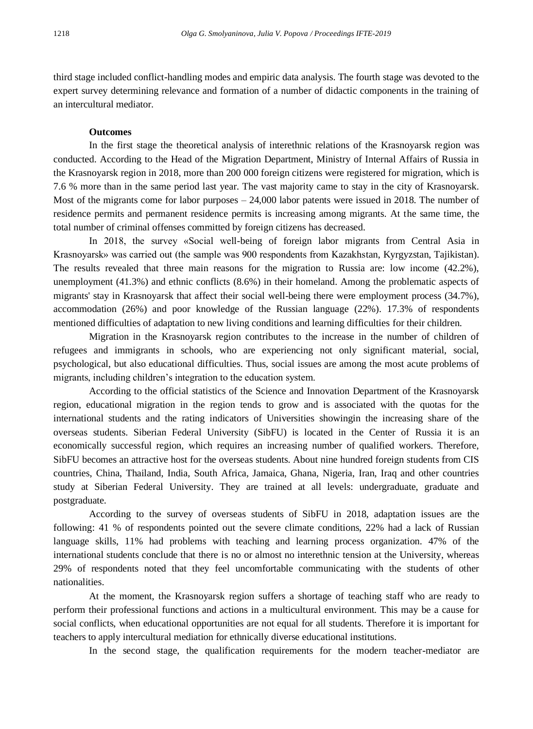third stage included conflict-handling modes and empiric data analysis. The fourth stage was devoted to the expert survey determining relevance and formation of a number of didactic components in the training of an intercultural mediator.

**Outcomes**

In the first stage the theoretical analysis of interethnic relations of the Krasnoyarsk region was conducted. According to the Head of the Migration Department, Ministry of Internal Affairs of Russia in the Krasnoyarsk region in 2018, more than 200 000 foreign citizens were registered for migration, which is 7.6 % more than in the same period last year. The vast majority came to stay in the city of Krasnoyarsk. Most of the migrants come for labor purposes – 24,000 labor patents were issued in 2018. The number of residence permits and permanent residence permits is increasing among migrants. At the same time, the total number of criminal offenses committed by foreign citizens has decreased.

In 2018, the survey «Social well-being of foreign labor migrants from Central Asia in Krasnoyarsk» was carried out (the sample was 900 respondents from Kazakhstan, Kyrgyzstan, Tajikistan). The results revealed that three main reasons for the migration to Russia are: low income (42.2%), unemployment (41.3%) and ethnic conflicts (8.6%) in their homeland. Among the problematic aspects of migrants' stay in Krasnoyarsk that affect their social well-being there were employment process (34.7%), accommodation (26%) and poor knowledge of the Russian language (22%). 17.3% of respondents mentioned difficulties of adaptation to new living conditions and learning difficulties for their children.

Migration in the Krasnoyarsk region contributes to the increase in the number of children of refugees and immigrants in schools, who are experiencing not only significant material, social, psychological, but also educational difficulties. Thus, social issues are among the most acute problems of migrants, including children's integration to the education system.

According to the official statistics of the Science and Innovation Department of the Krasnoyarsk region, educational migration in the region tends to grow and is associated with the quotas for the international students and the rating indicators of Universities showingin the increasing share of the overseas students. Siberian Federal University (SibFU) is located in the Center of Russia it is an economically successful region, which requires an increasing number of qualified workers. Therefore, SibFU becomes an attractive host for the overseas students. About nine hundred foreign students from CIS countries, China, Thailand, India, South Africa, Jamaica, Ghana, Nigeria, Iran, Iraq and other countries study at Siberian Federal University. They are trained at all levels: undergraduate, graduate and postgraduate.

According to the survey of overseas students of SibFU in 2018, adaptation issues are the following: 41 % of respondents pointed out the severe climate conditions, 22% had a lack of Russian language skills, 11% had problems with teaching and learning process organization. 47% of the international students conclude that there is no or almost no interethnic tension at the University, whereas 29% of respondents noted that they feel uncomfortable communicating with the students of other nationalities.

At the moment, the Krasnoyarsk region suffers a shortage of teaching staff who are ready to perform their professional functions and actions in a multicultural environment. This may be a cause for social conflicts, when educational opportunities are not equal for all students. Therefore it is important for teachers to apply intercultural mediation for ethnically diverse educational institutions.

In the second stage, the qualification requirements for the modern teacher-mediator are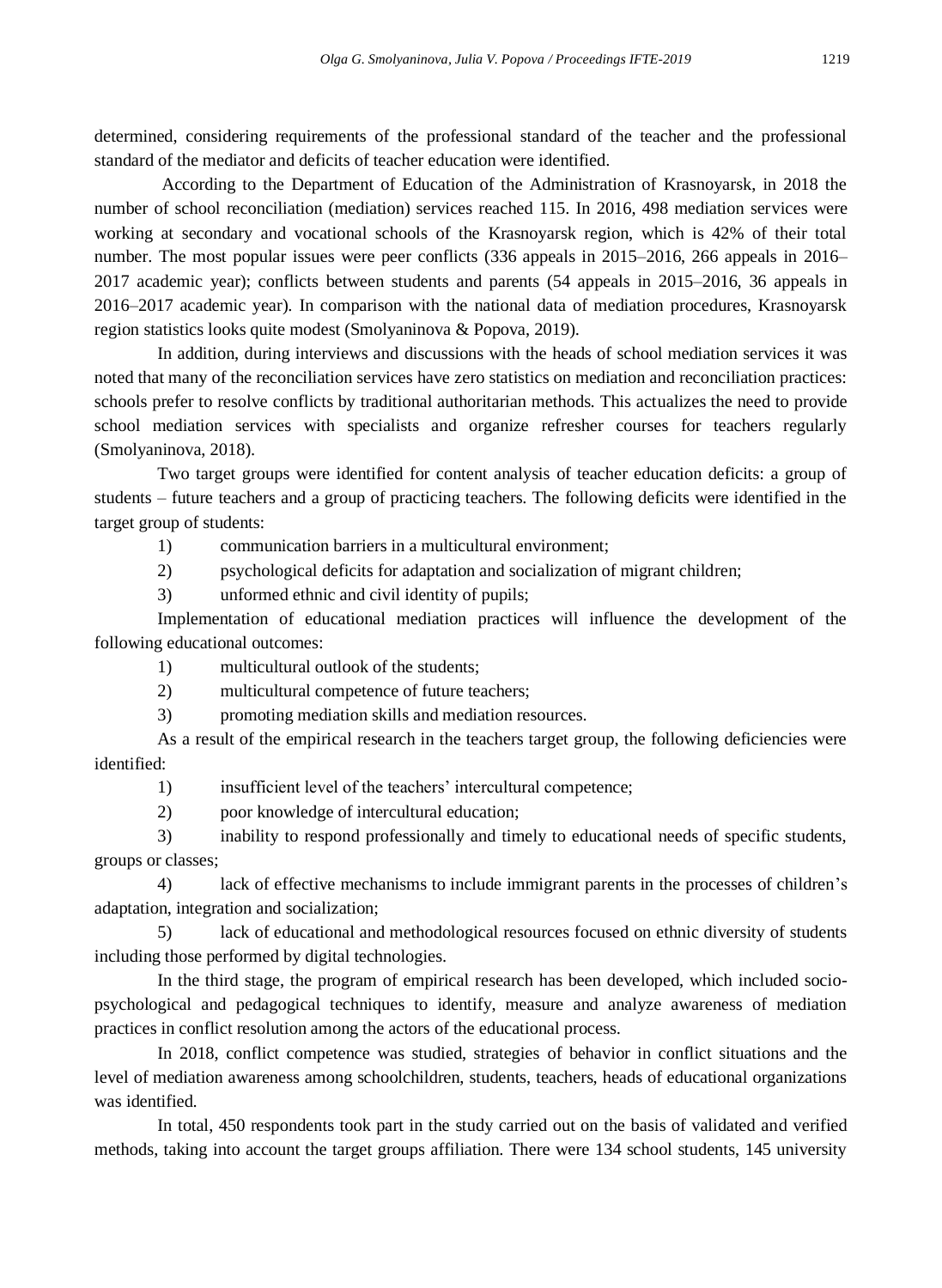determined, considering requirements of the professional standard of the teacher and the professional standard of the mediator and deficits of teacher education were identified.

According to the Department of Education of the Administration of Krasnoyarsk, in 2018 the number of school reconciliation (mediation) services reached 115. In 2016, 498 mediation services were working at secondary and vocational schools of the Krasnoyarsk region, which is 42% of their total number. The most popular issues were peer conflicts (336 appeals in 2015–2016, 266 appeals in 2016–2017 academic year); conflicts between students and parents (54 appeals in 2015–2016, 36 appeals in 2016–2017 academic year). In comparison with the national data of mediation procedures, Krasnoyarsk region statistics looks quite modest (Smolyaninova & Popova, 2019).

In addition, during interviews and discussions with the heads of school mediation services it was noted that many of the reconciliation services have zero statistics on mediation and reconciliation practices: schools prefer to resolve conflicts by traditional authoritarian methods. This actualizes the need to provide school mediation services with specialists and organize refresher courses for teachers regularly (Smolyaninova, 2018).

Two target groups were identified for content analysis of teacher education deficits: a group of students – future teachers and a group of practicing teachers. The following deficits were identified in the target group of students:

1) communication barriers in a multicultural environment;
2) psychological deficits for adaptation and socialization of migrant children;
3) unformed ethnic and civil identity of pupils;

Implementation of educational mediation practices will influence the development of the following educational outcomes:

1) multicultural outlook of the students;
2) multicultural competence of future teachers;
3) promoting mediation skills and mediation resources.

As a result of the empirical research in the teachers target group, the following deficiencies were identified:

1) insufficient level of the teachers' intercultural competence;
2) poor knowledge of intercultural education;
3) inability to respond professionally and timely to educational needs of specific students, groups or classes;
4) lack of effective mechanisms to include immigrant parents in the processes of children's adaptation, integration and socialization;
5) lack of educational and methodological resources focused on ethnic diversity of students including those performed by digital technologies.

In the third stage, the program of empirical research has been developed, which included socio-psychological and pedagogical techniques to identify, measure and analyze awareness of mediation practices in conflict resolution among the actors of the educational process.

In 2018, conflict competence was studied, strategies of behavior in conflict situations and the level of mediation awareness among schoolchildren, students, teachers, heads of educational organizations was identified.

In total, 450 respondents took part in the study carried out on the basis of validated and verified methods, taking into account the target groups affiliation. There were 134 school students, 145 university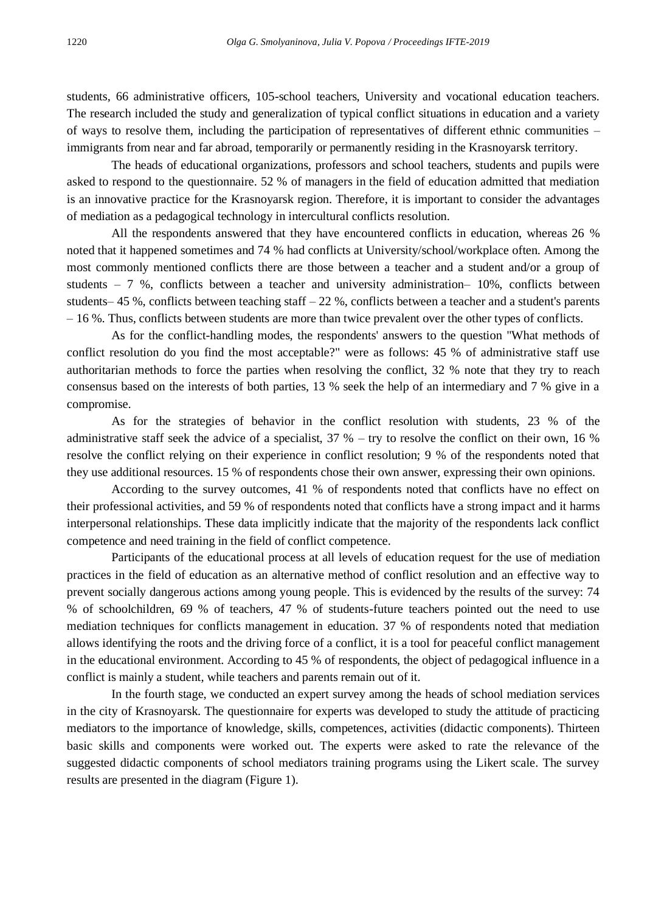students, 66 administrative officers, 105-school teachers, University and vocational education teachers. The research included the study and generalization of typical conflict situations in education and a variety of ways to resolve them, including the participation of representatives of different ethnic communities – immigrants from near and far abroad, temporarily or permanently residing in the Krasnoyarsk territory.

The heads of educational organizations, professors and school teachers, students and pupils were asked to respond to the questionnaire. 52 % of managers in the field of education admitted that mediation is an innovative practice for the Krasnoyarsk region. Therefore, it is important to consider the advantages of mediation as a pedagogical technology in intercultural conflicts resolution.

All the respondents answered that they have encountered conflicts in education, whereas 26 % noted that it happened sometimes and 74 % had conflicts at University/school/workplace often. Among the most commonly mentioned conflicts there are those between a teacher and a student and/or a group of students – 7 %, conflicts between a teacher and university administration– 10%, conflicts between students– 45 %, conflicts between teaching staff – 22 %, conflicts between a teacher and a student's parents – 16 %. Thus, conflicts between students are more than twice prevalent over the other types of conflicts.

As for the conflict-handling modes, the respondents' answers to the question "What methods of conflict resolution do you find the most acceptable?" were as follows: 45 % of administrative staff use authoritarian methods to force the parties when resolving the conflict, 32 % note that they try to reach consensus based on the interests of both parties, 13 % seek the help of an intermediary and 7 % give in a compromise.

As for the strategies of behavior in the conflict resolution with students, 23 % of the administrative staff seek the advice of a specialist, 37 % – try to resolve the conflict on their own, 16 % resolve the conflict relying on their experience in conflict resolution; 9 % of the respondents noted that they use additional resources. 15 % of respondents chose their own answer, expressing their own opinions.

According to the survey outcomes, 41 % of respondents noted that conflicts have no effect on their professional activities, and 59 % of respondents noted that conflicts have a strong impact and it harms interpersonal relationships. These data implicitly indicate that the majority of the respondents lack conflict competence and need training in the field of conflict competence.

Participants of the educational process at all levels of education request for the use of mediation practices in the field of education as an alternative method of conflict resolution and an effective way to prevent socially dangerous actions among young people. This is evidenced by the results of the survey: 74 % of schoolchildren, 69 % of teachers, 47 % of students-future teachers pointed out the need to use mediation techniques for conflicts management in education. 37 % of respondents noted that mediation allows identifying the roots and the driving force of a conflict, it is a tool for peaceful conflict management in the educational environment. According to 45 % of respondents, the object of pedagogical influence in a conflict is mainly a student, while teachers and parents remain out of it.

In the fourth stage, we conducted an expert survey among the heads of school mediation services in the city of Krasnoyarsk. The questionnaire for experts was developed to study the attitude of practicing mediators to the importance of knowledge, skills, competences, activities (didactic components). Thirteen basic skills and components were worked out. The experts were asked to rate the relevance of the suggested didactic components of school mediators training programs using the Likert scale. The survey results are presented in the diagram (Figure 1).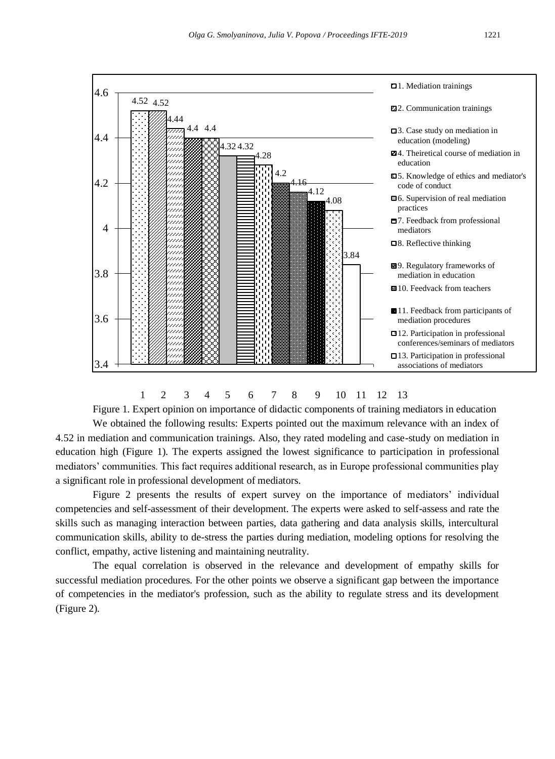Figure 1. Expert opinion on importance of didactic components of training mediators in education

We obtained the following results: Experts pointed out the maximum relevance with an index of 4.52 in mediation and communication trainings. Also, they rated modeling and case-study on mediation in education high (Figure 1). The experts assigned the lowest significance to participation in professional mediators' communities. This fact requires additional research, as in Europe professional communities play a significant role in professional development of mediators.

Figure 2 presents the results of expert survey on the importance of mediators' individual competencies and self-assessment of their development. The experts were asked to self-assess and rate the skills such as managing interaction between parties, data gathering and data analysis skills, intercultural communication skills, ability to de-stress the parties during mediation, modeling options for resolving the conflict, empathy, active listening and maintaining neutrality.

The equal correlation is observed in the relevance and development of empathy skills for successful mediation procedures. For the other points we observe a significant gap between the importance of competencies in the mediator's profession, such as the ability to regulate stress and its development (Figure 2).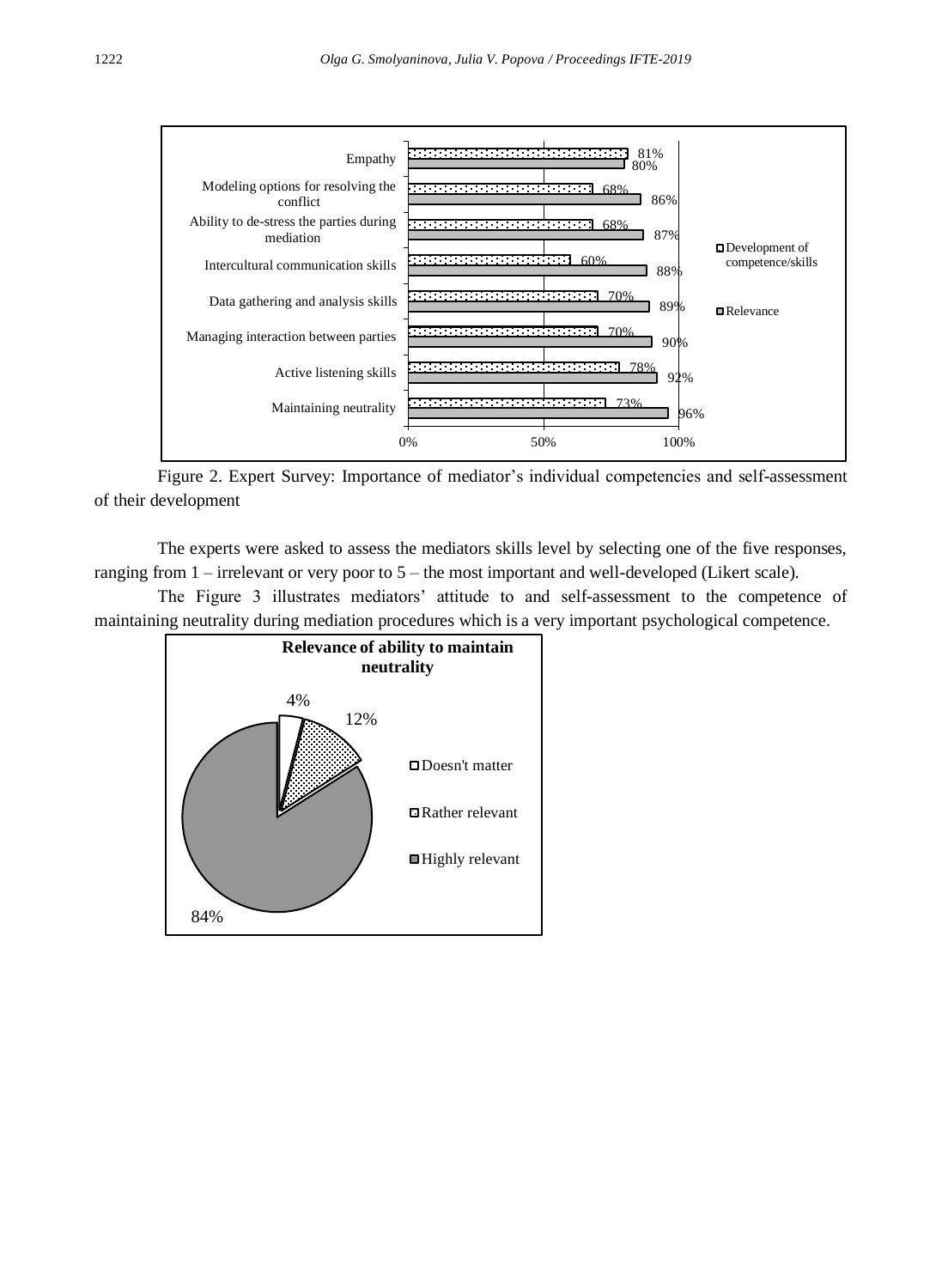Figure 2. Expert Survey: Importance of mediator's individual competencies and self-assessment of their development

The experts were asked to assess the mediators skills level by selecting one of the five responses, ranging from 1 – irrelevant or very poor to 5 – the most important and well-developed (Likert scale).

The Figure 3 illustrates mediators' attitude to and self-assessment to the competence of maintaining neutrality during mediation procedures which is a very important psychological competence.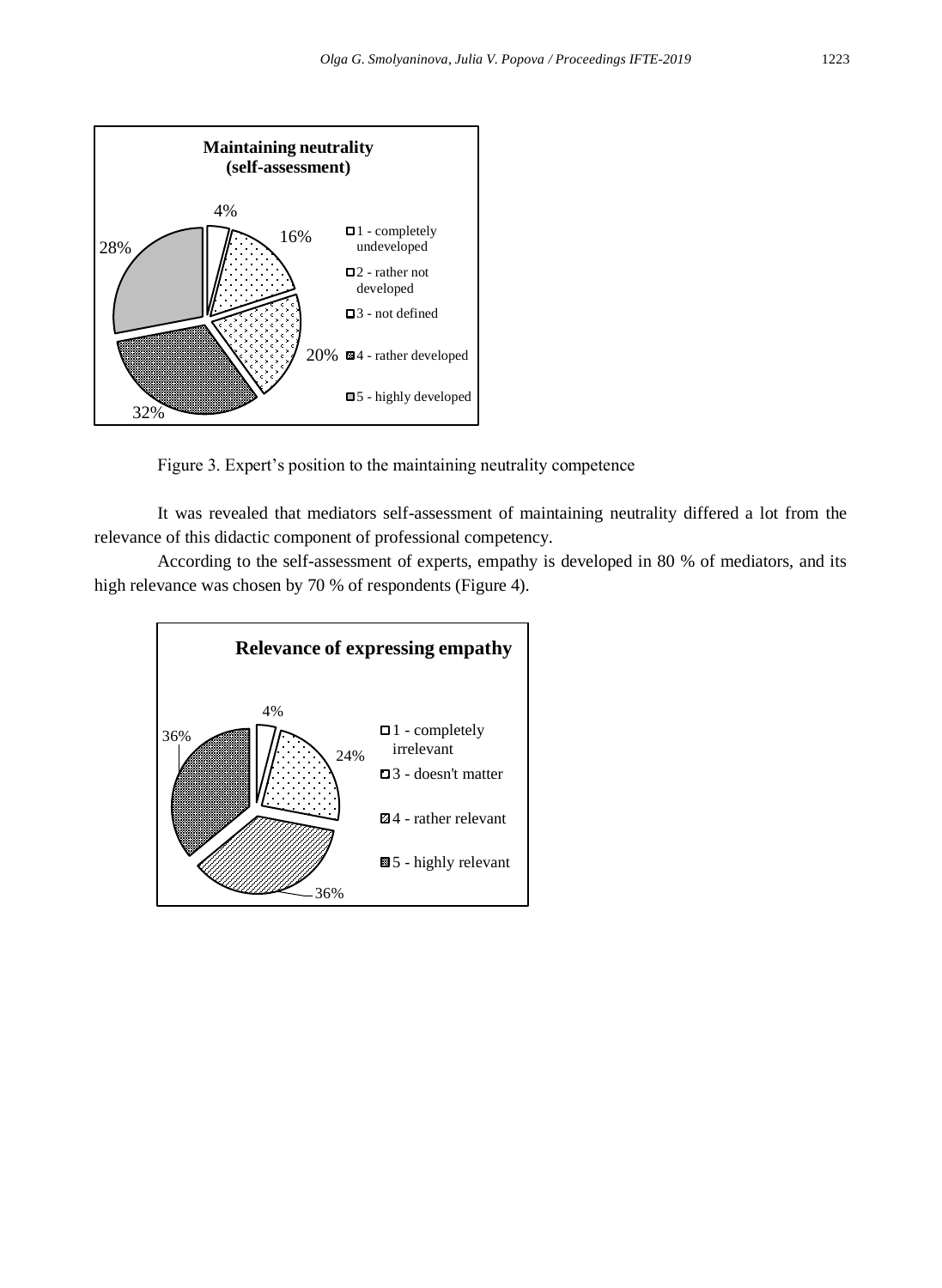**Maintaining neutrality (self-assessment)**

| Level | Share |
| --- | --- |
| 1 - completely undeveloped | 4% |
| 2 - rather not developed | 16% |
| 3 - not defined | 20% |
| 4 - rather developed | 32% |
| 5 - highly developed | 28% |

Figure 3. Expert's position to the maintaining neutrality competence

It was revealed that mediators self-assessment of maintaining neutrality differed a lot from the relevance of this didactic component of professional competency.

According to the self-assessment of experts, empathy is developed in 80 % of mediators, and its high relevance was chosen by 70 % of respondents (Figure 4).

**Relevance of expressing empathy**

| Level | Share |
| --- | --- |
| 1 - completely irrelevant | 4% |
| 3 - doesn't matter | 24% |
| 4 - rather relevant | 36% |
| 5 - highly relevant | 36% |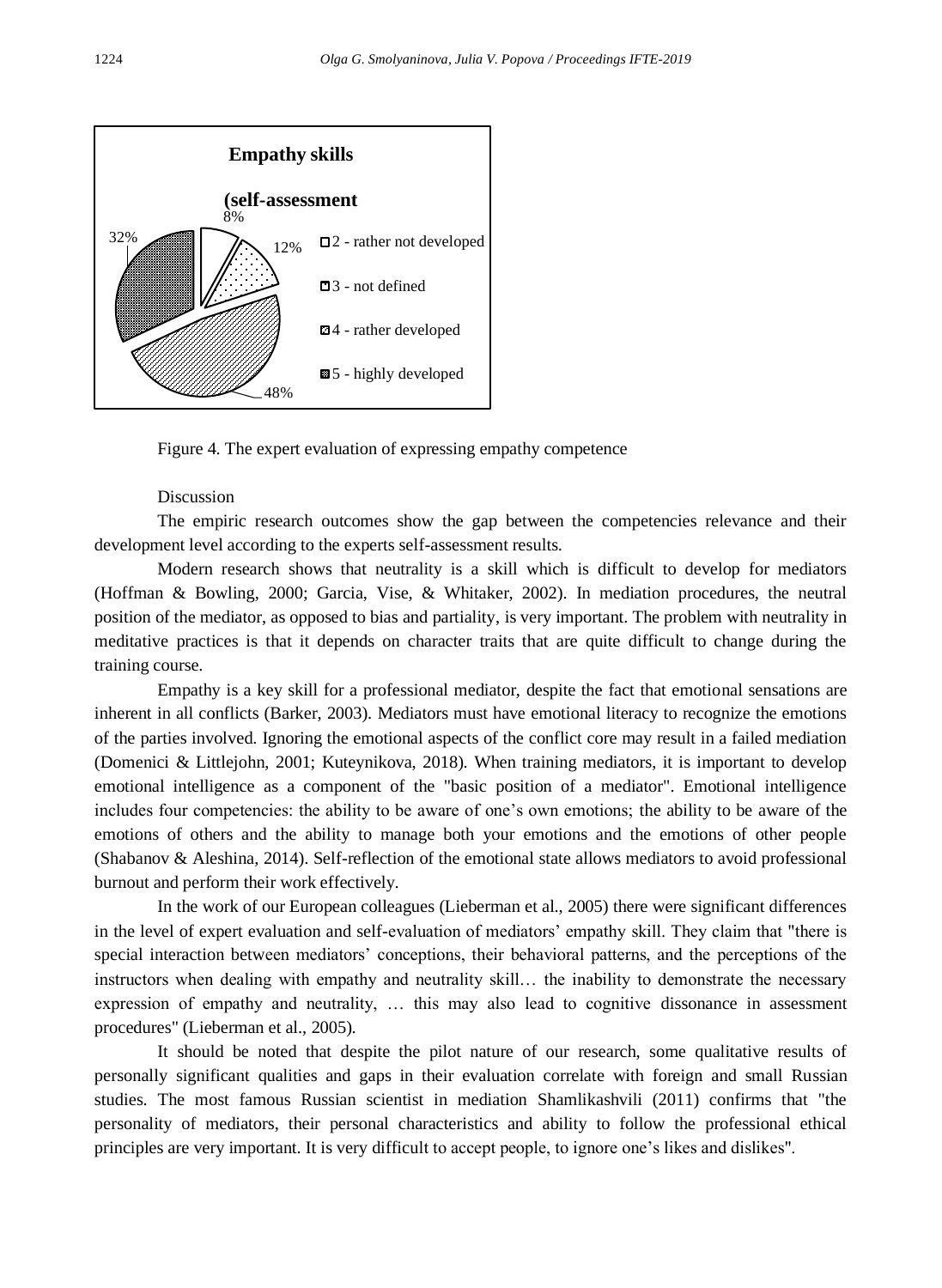**Empathy skills**

**(self-assessment**

- 2 - rather not developed: 8%
- 3 - not defined: 12%
- 4 - rather developed: 48%
- 5 - highly developed: 32%

Figure 4. The expert evaluation of expressing empathy competence

## Discussion

The empiric research outcomes show the gap between the competencies relevance and their development level according to the experts self-assessment results.

Modern research shows that neutrality is a skill which is difficult to develop for mediators (Hoffman & Bowling, 2000; Garcia, Vise, & Whitaker, 2002). In mediation procedures, the neutral position of the mediator, as opposed to bias and partiality, is very important. The problem with neutrality in meditative practices is that it depends on character traits that are quite difficult to change during the training course.

Empathy is a key skill for a professional mediator, despite the fact that emotional sensations are inherent in all conflicts (Barker, 2003). Mediators must have emotional literacy to recognize the emotions of the parties involved. Ignoring the emotional aspects of the conflict core may result in a failed mediation (Domenici & Littlejohn, 2001; Kuteynikova, 2018). When training mediators, it is important to develop emotional intelligence as a component of the "basic position of a mediator". Emotional intelligence includes four competencies: the ability to be aware of one's own emotions; the ability to be aware of the emotions of others and the ability to manage both your emotions and the emotions of other people (Shabanov & Aleshina, 2014). Self-reflection of the emotional state allows mediators to avoid professional burnout and perform their work effectively.

In the work of our European colleagues (Lieberman et al., 2005) there were significant differences in the level of expert evaluation and self-evaluation of mediators' empathy skill. They claim that "there is special interaction between mediators' conceptions, their behavioral patterns, and the perceptions of the instructors when dealing with empathy and neutrality skill… the inability to demonstrate the necessary expression of empathy and neutrality, … this may also lead to cognitive dissonance in assessment procedures" (Lieberman et al., 2005).

It should be noted that despite the pilot nature of our research, some qualitative results of personally significant qualities and gaps in their evaluation correlate with foreign and small Russian studies. The most famous Russian scientist in mediation Shamlikashvili (2011) confirms that "the personality of mediators, their personal characteristics and ability to follow the professional ethical principles are very important. It is very difficult to accept people, to ignore one's likes and dislikes".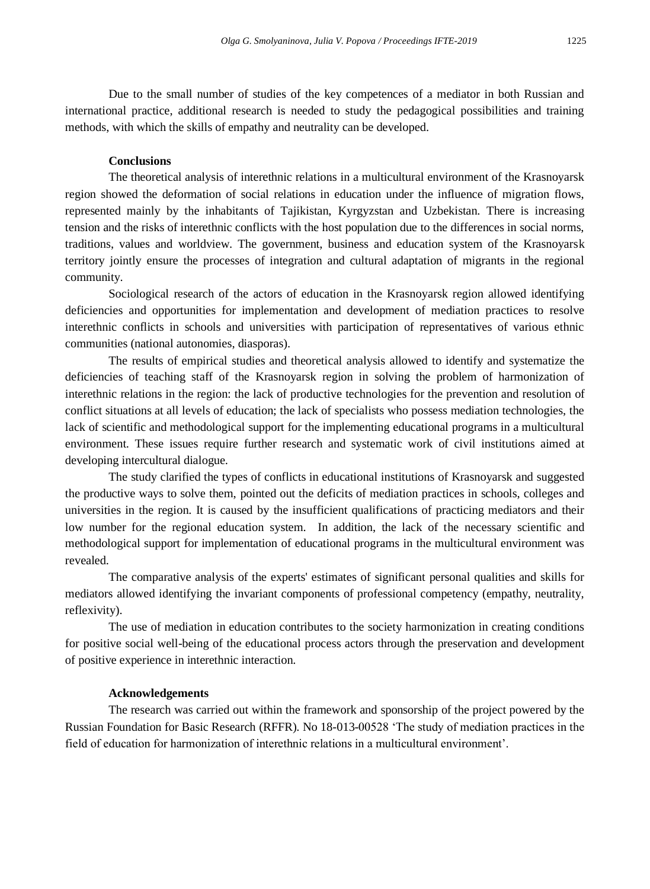Due to the small number of studies of the key competences of a mediator in both Russian and international practice, additional research is needed to study the pedagogical possibilities and training methods, with which the skills of empathy and neutrality can be developed.

## Conclusions

The theoretical analysis of interethnic relations in a multicultural environment of the Krasnoyarsk region showed the deformation of social relations in education under the influence of migration flows, represented mainly by the inhabitants of Tajikistan, Kyrgyzstan and Uzbekistan. There is increasing tension and the risks of interethnic conflicts with the host population due to the differences in social norms, traditions, values and worldview. The government, business and education system of the Krasnoyarsk territory jointly ensure the processes of integration and cultural adaptation of migrants in the regional community.

Sociological research of the actors of education in the Krasnoyarsk region allowed identifying deficiencies and opportunities for implementation and development of mediation practices to resolve interethnic conflicts in schools and universities with participation of representatives of various ethnic communities (national autonomies, diasporas).

The results of empirical studies and theoretical analysis allowed to identify and systematize the deficiencies of teaching staff of the Krasnoyarsk region in solving the problem of harmonization of interethnic relations in the region: the lack of productive technologies for the prevention and resolution of conflict situations at all levels of education; the lack of specialists who possess mediation technologies, the lack of scientific and methodological support for the implementing educational programs in a multicultural environment. These issues require further research and systematic work of civil institutions aimed at developing intercultural dialogue.

The study clarified the types of conflicts in educational institutions of Krasnoyarsk and suggested the productive ways to solve them, pointed out the deficits of mediation practices in schools, colleges and universities in the region. It is caused by the insufficient qualifications of practicing mediators and their low number for the regional education system. In addition, the lack of the necessary scientific and methodological support for implementation of educational programs in the multicultural environment was revealed.

The comparative analysis of the experts' estimates of significant personal qualities and skills for mediators allowed identifying the invariant components of professional competency (empathy, neutrality, reflexivity).

The use of mediation in education contributes to the society harmonization in creating conditions for positive social well-being of the educational process actors through the preservation and development of positive experience in interethnic interaction.

## Acknowledgements

The research was carried out within the framework and sponsorship of the project powered by the Russian Foundation for Basic Research (RFFR). No 18-013-00528 'The study of mediation practices in the field of education for harmonization of interethnic relations in a multicultural environment'.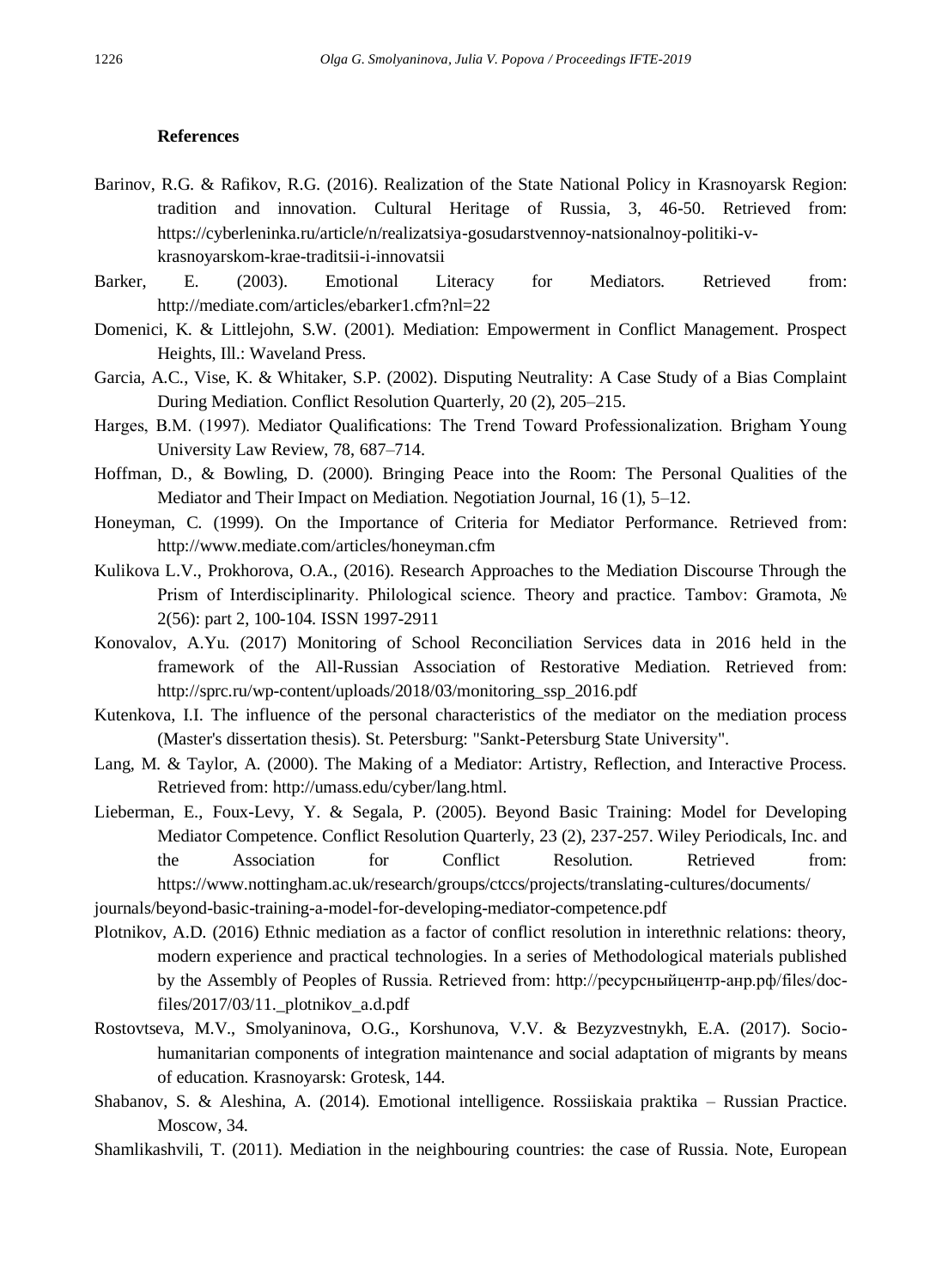### References

Barinov, R.G. & Rafikov, R.G. (2016). Realization of the State National Policy in Krasnoyarsk Region: tradition and innovation. Cultural Heritage of Russia, 3, 46-50. Retrieved from: https://cyberleninka.ru/article/n/realizatsiya-gosudarstvennoy-natsionalnoy-politiki-v-krasnoyarskom-krae-traditsii-i-innovatsii

Barker, E. (2003). Emotional Literacy for Mediators. Retrieved from: http://mediate.com/articles/ebarker1.cfm?nl=22

Domenici, K. & Littlejohn, S.W. (2001). Mediation: Empowerment in Conflict Management. Prospect Heights, Ill.: Waveland Press.

Garcia, A.C., Vise, K. & Whitaker, S.P. (2002). Disputing Neutrality: A Case Study of a Bias Complaint During Mediation. Conflict Resolution Quarterly, 20 (2), 205–215.

Harges, B.M. (1997). Mediator Qualifications: The Trend Toward Professionalization. Brigham Young University Law Review, 78, 687–714.

Hoffman, D., & Bowling, D. (2000). Bringing Peace into the Room: The Personal Qualities of the Mediator and Their Impact on Mediation. Negotiation Journal, 16 (1), 5–12.

Honeyman, C. (1999). On the Importance of Criteria for Mediator Performance. Retrieved from: http://www.mediate.com/articles/honeyman.cfm

Kulikova L.V., Prokhorova, O.A., (2016). Research Approaches to the Mediation Discourse Through the Prism of Interdisciplinarity. Philological science. Theory and practice. Tambov: Gramota, № 2(56): part 2, 100-104. ISSN 1997-2911

Konovalov, A.Yu. (2017) Monitoring of School Reconciliation Services data in 2016 held in the framework of the All-Russian Association of Restorative Mediation. Retrieved from: http://sprc.ru/wp-content/uploads/2018/03/monitoring_ssp_2016.pdf

Kutenkova, I.I. The influence of the personal characteristics of the mediator on the mediation process (Master's dissertation thesis). St. Petersburg: "Sankt-Petersburg State University".

Lang, M. & Taylor, A. (2000). The Making of a Mediator: Artistry, Reflection, and Interactive Process. Retrieved from: http://umass.edu/cyber/lang.html.

Lieberman, E., Foux-Levy, Y. & Segala, P. (2005). Beyond Basic Training: Model for Developing Mediator Competence. Conflict Resolution Quarterly, 23 (2), 237-257. Wiley Periodicals, Inc. and the Association for Conflict Resolution. Retrieved from: https://www.nottingham.ac.uk/research/groups/ctccs/projects/translating-cultures/documents/journals/beyond-basic-training-a-model-for-developing-mediator-competence.pdf

Plotnikov, A.D. (2016) Ethnic mediation as a factor of conflict resolution in interethnic relations: theory, modern experience and practical technologies. In a series of Methodological materials published by the Assembly of Peoples of Russia. Retrieved from: http://ресурсныйцентр-анр.рф/files/doc-files/2017/03/11._plotnikov_a.d.pdf

Rostovtseva, M.V., Smolyaninova, O.G., Korshunova, V.V. & Bezyzvestnykh, E.A. (2017). Socio-humanitarian components of integration maintenance and social adaptation of migrants by means of education. Krasnoyarsk: Grotesk, 144.

Shabanov, S. & Aleshina, A. (2014). Emotional intelligence. Rossiiskaia praktika – Russian Practice. Moscow, 34.

Shamlikashvili, T. (2011). Mediation in the neighbouring countries: the case of Russia. Note, European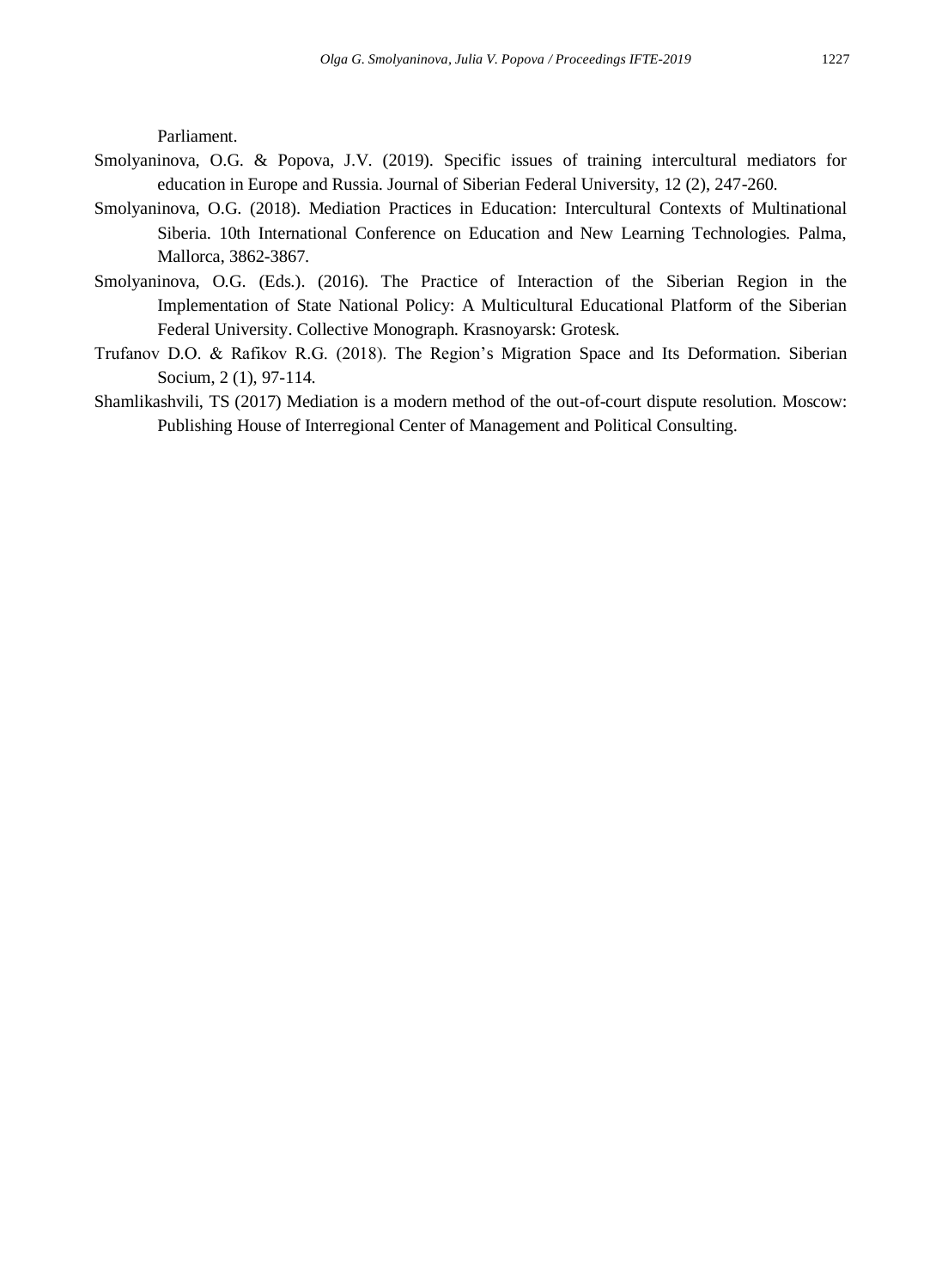Parliament.

Smolyaninova, O.G. & Popova, J.V. (2019). Specific issues of training intercultural mediators for education in Europe and Russia. Journal of Siberian Federal University, 12 (2), 247-260.

Smolyaninova, O.G. (2018). Mediation Practices in Education: Intercultural Contexts of Multinational Siberia. 10th International Conference on Education and New Learning Technologies. Palma, Mallorca, 3862-3867.

Smolyaninova, O.G. (Eds.). (2016). The Practice of Interaction of the Siberian Region in the Implementation of State National Policy: A Multicultural Educational Platform of the Siberian Federal University. Collective Monograph. Krasnoyarsk: Grotesk.

Trufanov D.O. & Rafikov R.G. (2018). The Region's Migration Space and Its Deformation. Siberian Socium, 2 (1), 97-114.

Shamlikashvili, TS (2017) Mediation is a modern method of the out-of-court dispute resolution. Moscow: Publishing House of Interregional Center of Management and Political Consulting.